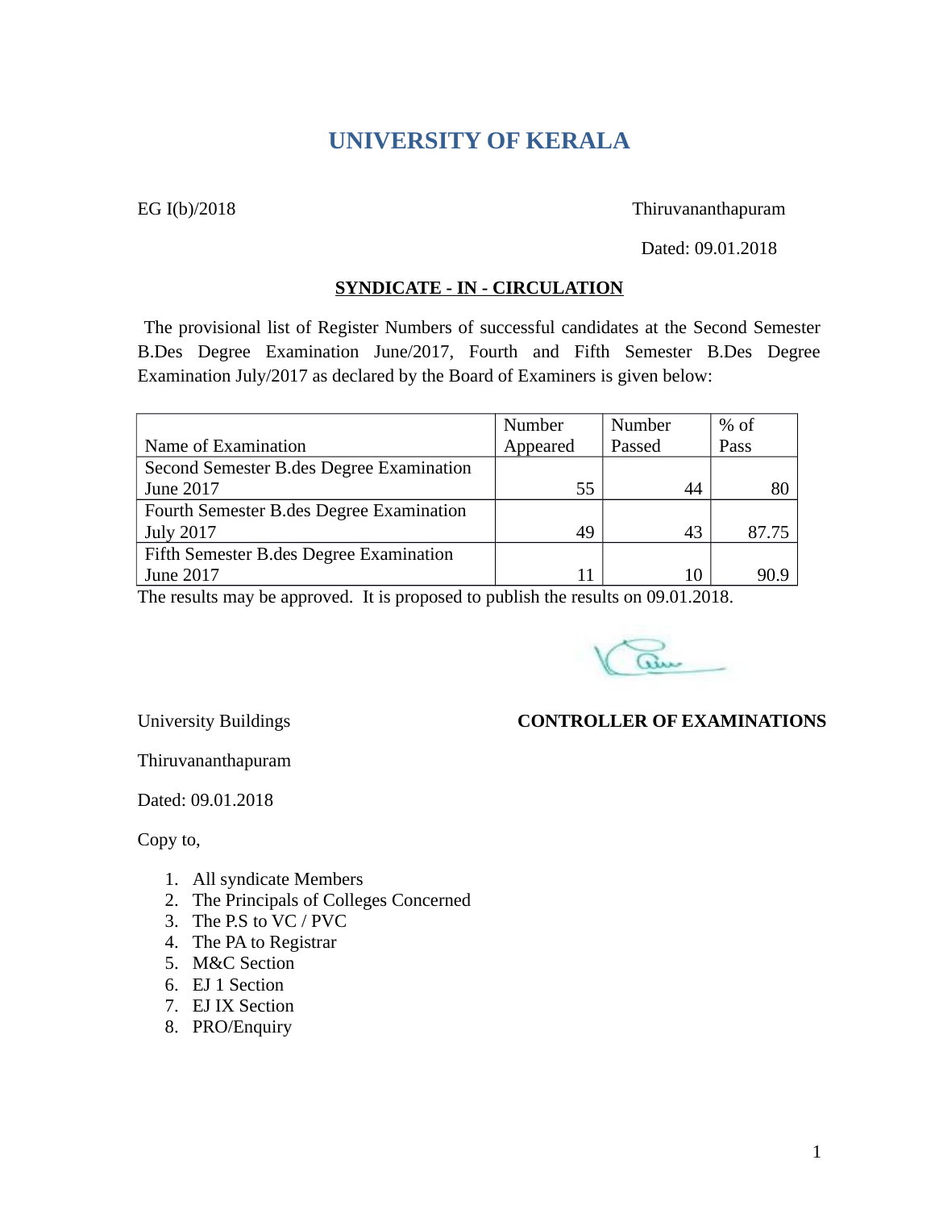# UNIVERSITY OF KERALA

EG I(b)/2018 Thiruvananthapuram

Dated: 09.01.2018

**SYNDICATE - IN - CIRCULATION**

The provisional list of Register Numbers of successful candidates at the Second Semester B.Des Degree Examination June/2017, Fourth and Fifth Semester B.Des Degree Examination July/2017 as declared by the Board of Examiners is given below:

| Name of Examination | Number Appeared | Number Passed | % of Pass |
|---|---|---|---|
| Second Semester B.des Degree Examination June 2017 | 55 | 44 | 80 |
| Fourth Semester B.des Degree Examination July 2017 | 49 | 43 | 87.75 |
| Fifth Semester B.des Degree Examination June 2017 | 11 | 10 | 90.9 |

The results may be approved. It is proposed to publish the results on 09.01.2018.

**CONTROLLER OF EXAMINATIONS**

University Buildings

Thiruvananthapuram

Dated: 09.01.2018

Copy to,

1. All syndicate Members
2. The Principals of Colleges Concerned
3. The P.S to VC / PVC
4. The PA to Registrar
5. M&C Section
6. EJ 1 Section
7. EJ IX Section
8. PRO/Enquiry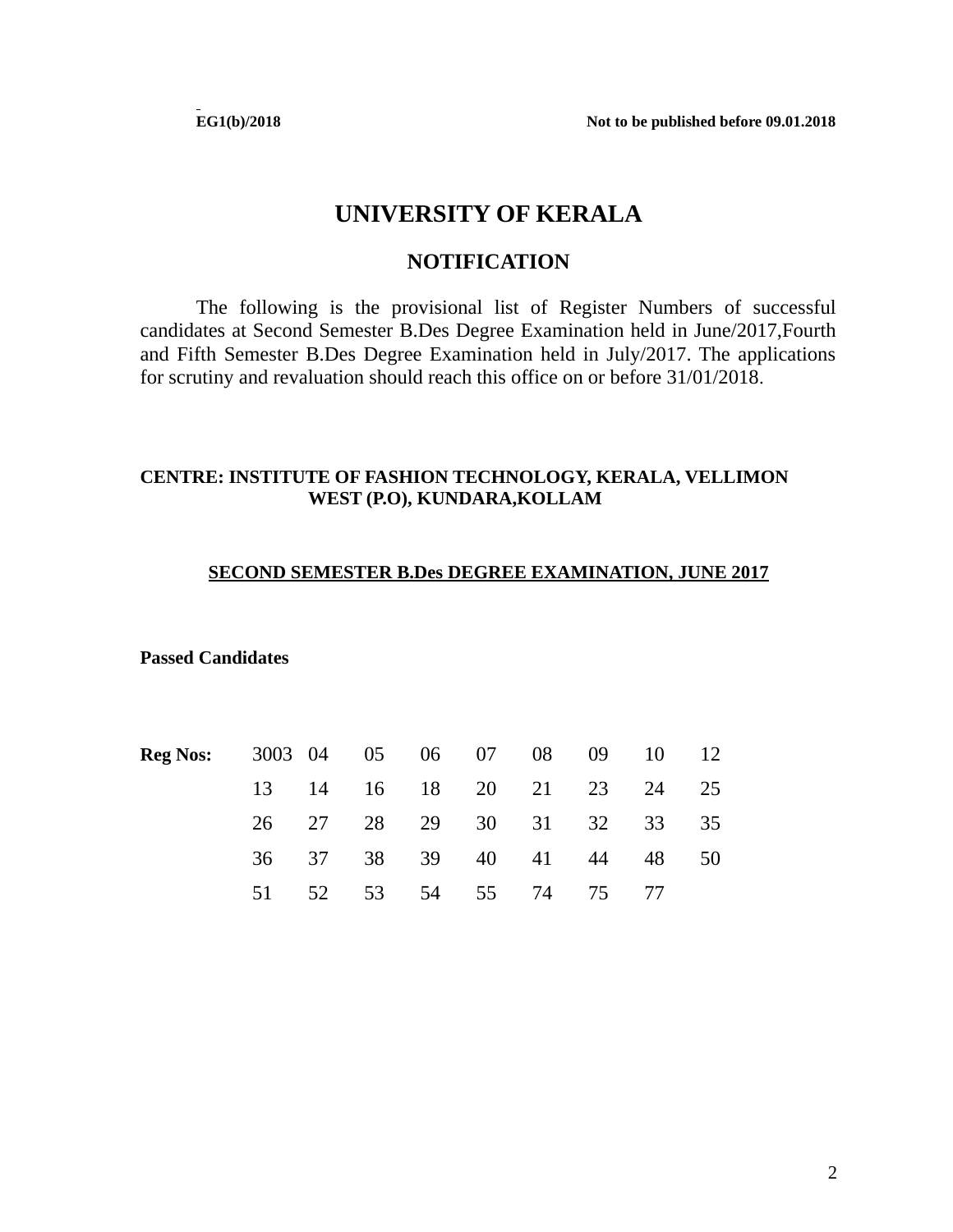**EG1(b)/2018** **Not to be published before 09.01.2018**

# UNIVERSITY OF KERALA

## NOTIFICATION

The following is the provisional list of Register Numbers of successful candidates at Second Semester B.Des Degree Examination held in June/2017,Fourth and Fifth Semester B.Des Degree Examination held in July/2017. The applications for scrutiny and revaluation should reach this office on or before 31/01/2018.

**CENTRE: INSTITUTE OF FASHION TECHNOLOGY, KERALA, VELLIMON WEST (P.O), KUNDARA,KOLLAM**

**SECOND SEMESTER B.Des DEGREE EXAMINATION, JUNE 2017**

**Passed Candidates**

| **Reg Nos:** | 3003 | 04 | 05 | 06 | 07 | 08 | 09 | 10 | 12 |
|---|---|---|---|---|---|---|---|---|---|
| | 13 | 14 | 16 | 18 | 20 | 21 | 23 | 24 | 25 |
| | 26 | 27 | 28 | 29 | 30 | 31 | 32 | 33 | 35 |
| | 36 | 37 | 38 | 39 | 40 | 41 | 44 | 48 | 50 |
| | 51 | 52 | 53 | 54 | 55 | 74 | 75 | 77 | |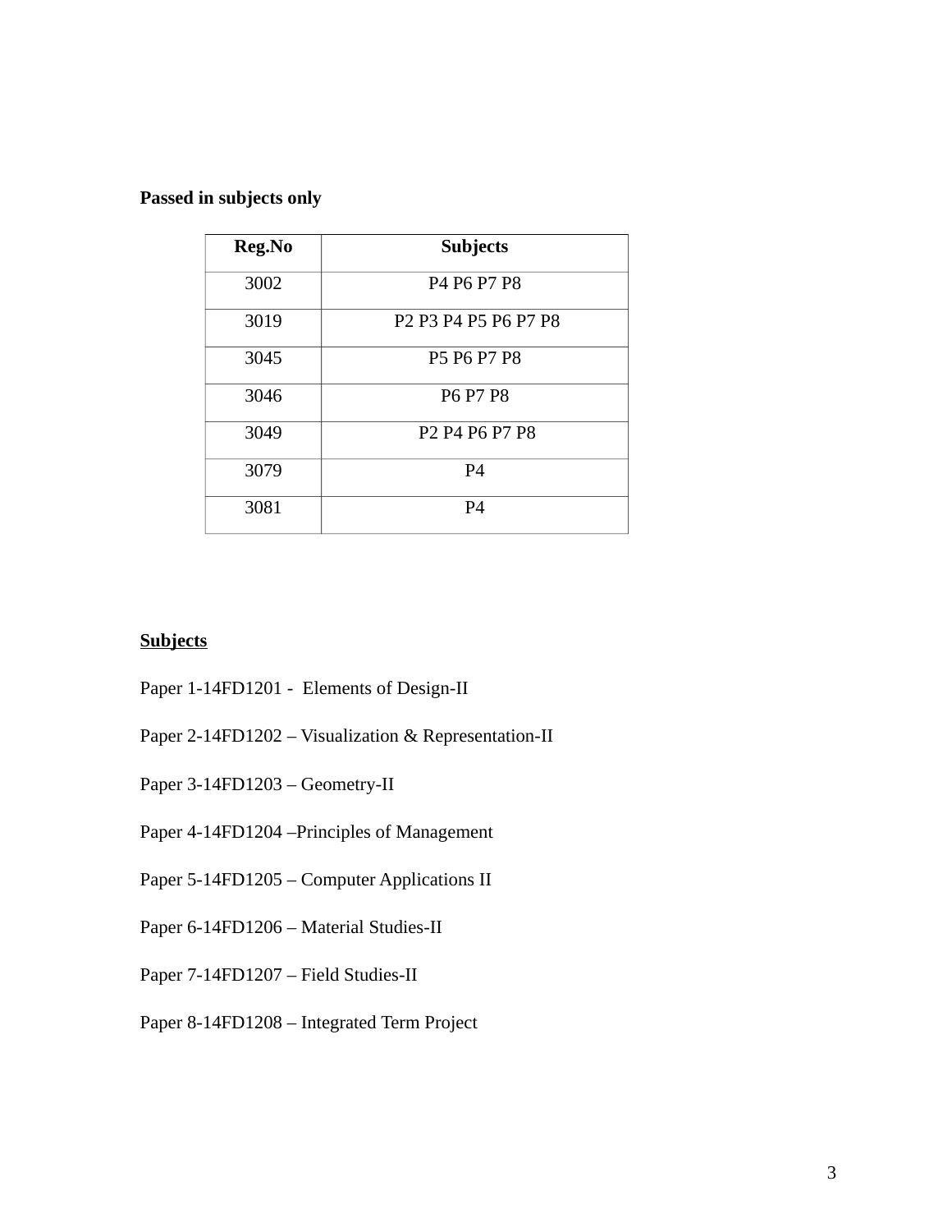**Passed in subjects only**

| Reg.No | Subjects |
|---|---|
| 3002 | P4 P6 P7 P8 |
| 3019 | P2 P3 P4 P5 P6 P7 P8 |
| 3045 | P5 P6 P7 P8 |
| 3046 | P6 P7 P8 |
| 3049 | P2 P4 P6 P7 P8 |
| 3079 | P4 |
| 3081 | P4 |

**<u>Subjects</u>**

Paper 1-14FD1201 - Elements of Design-II

Paper 2-14FD1202 – Visualization & Representation-II

Paper 3-14FD1203 – Geometry-II

Paper 4-14FD1204 –Principles of Management

Paper 5-14FD1205 – Computer Applications II

Paper 6-14FD1206 – Material Studies-II

Paper 7-14FD1207 – Field Studies-II

Paper 8-14FD1208 – Integrated Term Project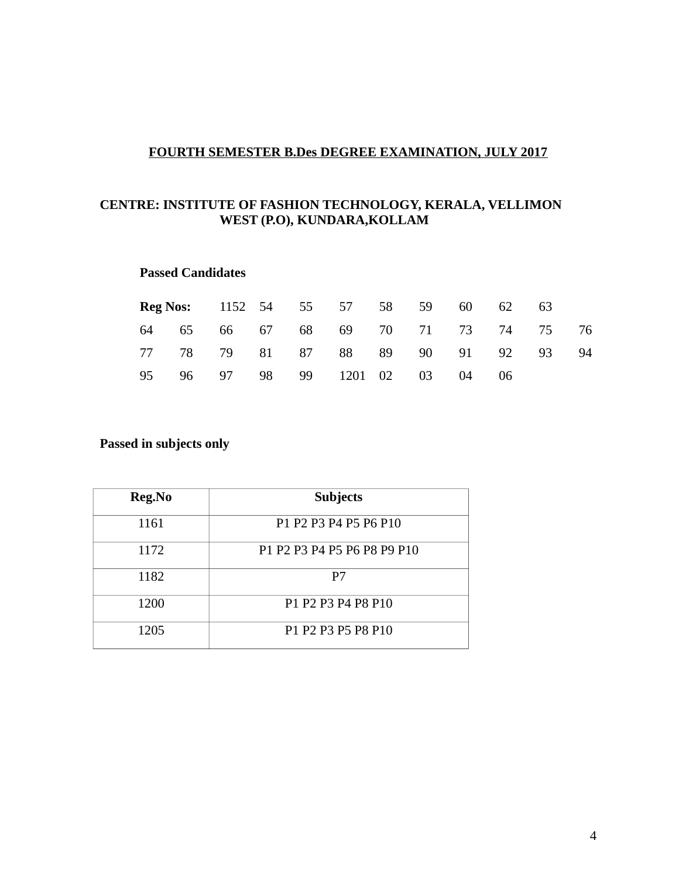## FOURTH SEMESTER B.Des DEGREE EXAMINATION, JULY 2017

**CENTRE: INSTITUTE OF FASHION TECHNOLOGY, KERALA, VELLIMON WEST (P.O), KUNDARA,KOLLAM**

**Passed Candidates**

**Reg Nos:** 1152 54 55 57 58 59 60 62 63
64 65 66 67 68 69 70 71 73 74 75 76
77 78 79 81 87 88 89 90 91 92 93 94
95 96 97 98 99 1201 02 03 04 06

**Passed in subjects only**

| Reg.No | Subjects |
|---|---|
| 1161 | P1 P2 P3 P4 P5 P6 P10 |
| 1172 | P1 P2 P3 P4 P5 P6 P8 P9 P10 |
| 1182 | P7 |
| 1200 | P1 P2 P3 P4 P8 P10 |
| 1205 | P1 P2 P3 P5 P8 P10 |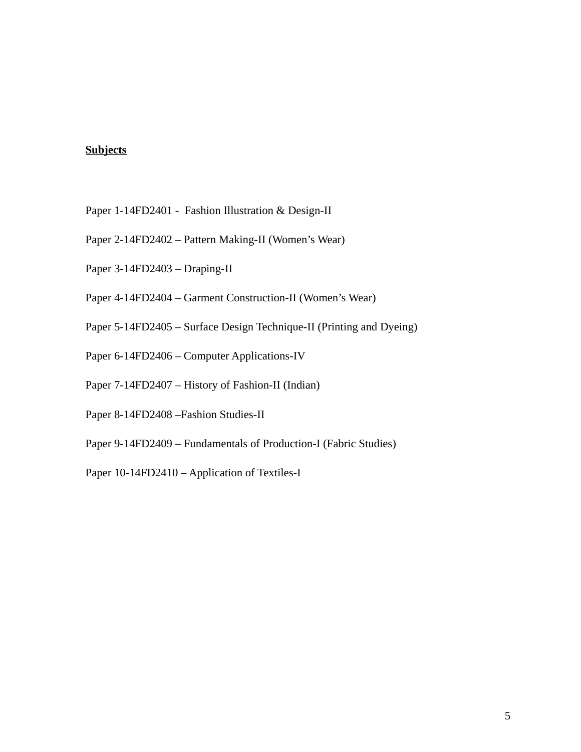**Subjects**

Paper 1-14FD2401 - Fashion Illustration & Design-II

Paper 2-14FD2402 – Pattern Making-II (Women's Wear)

Paper 3-14FD2403 – Draping-II

Paper 4-14FD2404 – Garment Construction-II (Women's Wear)

Paper 5-14FD2405 – Surface Design Technique-II (Printing and Dyeing)

Paper 6-14FD2406 – Computer Applications-IV

Paper 7-14FD2407 – History of Fashion-II (Indian)

Paper 8-14FD2408 –Fashion Studies-II

Paper 9-14FD2409 – Fundamentals of Production-I (Fabric Studies)

Paper 10-14FD2410 – Application of Textiles-I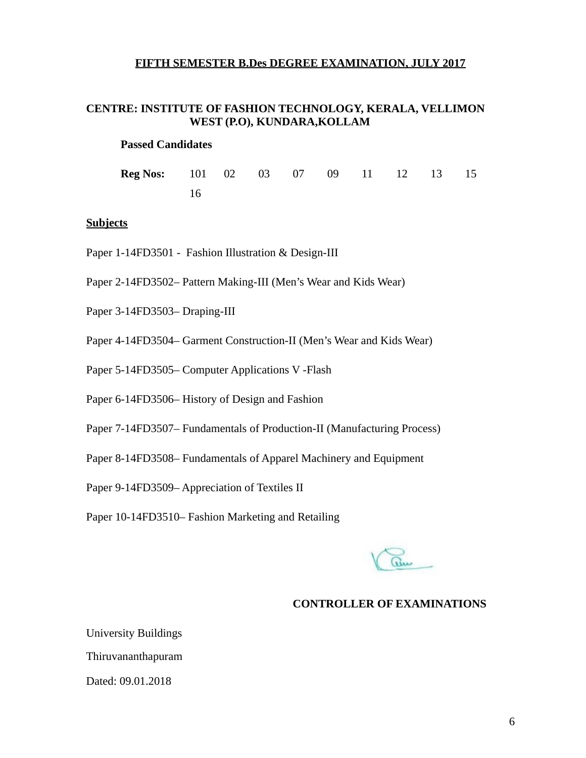**FIFTH SEMESTER B.Des DEGREE EXAMINATION, JULY 2017**

**CENTRE: INSTITUTE OF FASHION TECHNOLOGY, KERALA, VELLIMON WEST (P.O), KUNDARA,KOLLAM**

**Passed Candidates**

**Reg Nos:** 101 02 03 07 09 11 12 13 15 16

**Subjects**

Paper 1-14FD3501 - Fashion Illustration & Design-III

Paper 2-14FD3502– Pattern Making-III (Men's Wear and Kids Wear)

Paper 3-14FD3503– Draping-III

Paper 4-14FD3504– Garment Construction-II (Men's Wear and Kids Wear)

Paper 5-14FD3505– Computer Applications V -Flash

Paper 6-14FD3506– History of Design and Fashion

Paper 7-14FD3507– Fundamentals of Production-II (Manufacturing Process)

Paper 8-14FD3508– Fundamentals of Apparel Machinery and Equipment

Paper 9-14FD3509– Appreciation of Textiles II

Paper 10-14FD3510– Fashion Marketing and Retailing

**CONTROLLER OF EXAMINATIONS**

University Buildings

Thiruvananthapuram

Dated: 09.01.2018